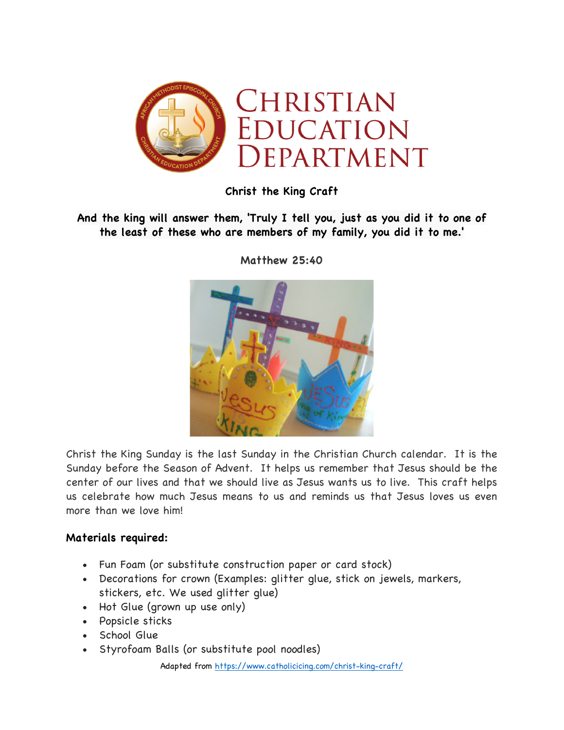# Christian Education Department

**Christ the King Craft**

**And the king will answer them, 'Truly I tell you, just as you did it to one of the least of these who are members of my family, you did it to me.'**

**Matthew 25:40**

Christ the King Sunday is the last Sunday in the Christian Church calendar. It is the Sunday before the Season of Advent. It helps us remember that Jesus should be the center of our lives and that we should live as Jesus wants us to live. This craft helps us celebrate how much Jesus means to us and reminds us that Jesus loves us even more than we love him!

## Materials required:

- Fun Foam (or substitute construction paper or card stock)
- Decorations for crown (Examples: glitter glue, stick on jewels, markers, stickers, etc. We used glitter glue)
- Hot Glue (grown up use only)
- Popsicle sticks
- School Glue
- Styrofoam Balls (or substitute pool noodles)

Adapted from https://www.catholicicing.com/christ-king-craft/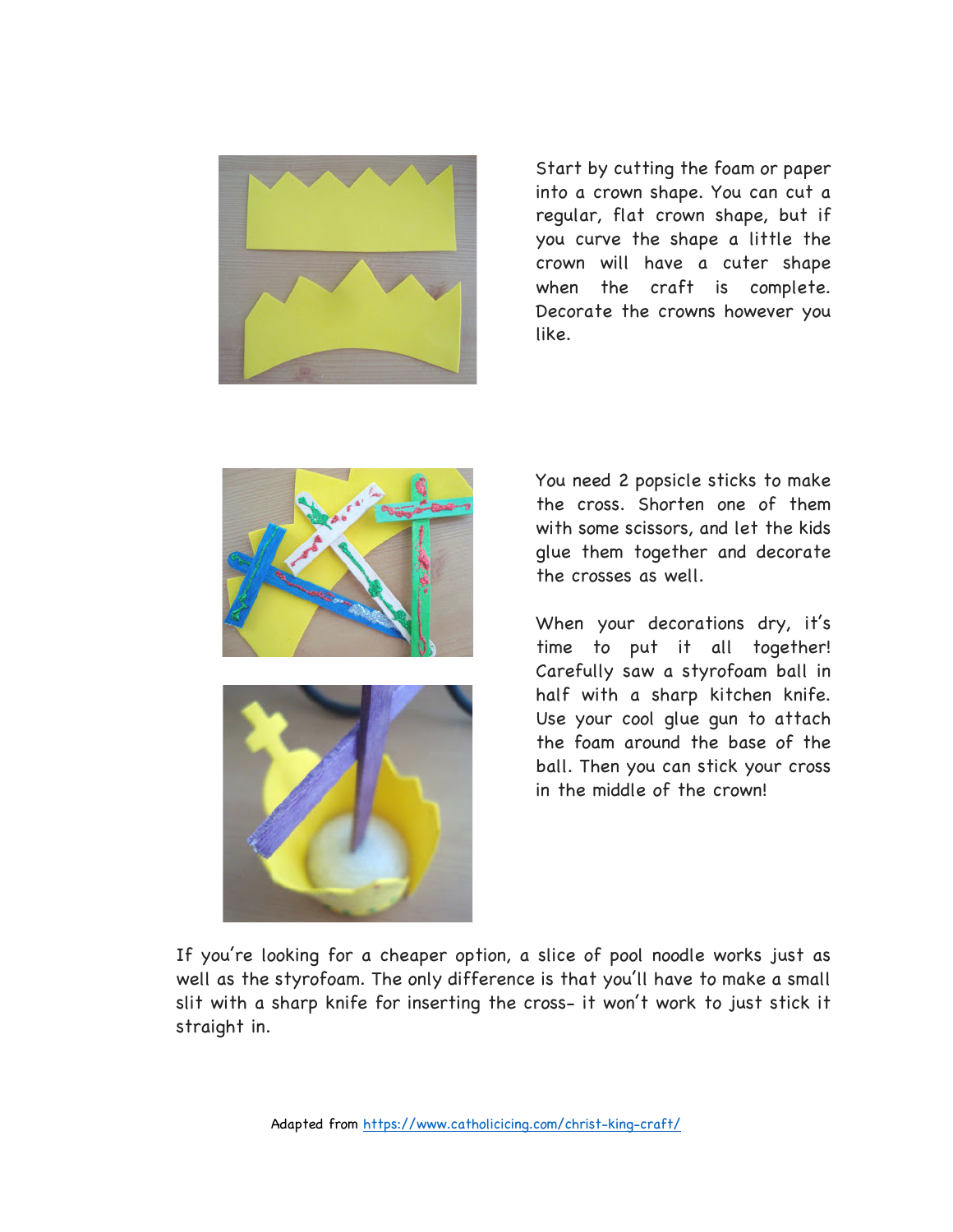Start by cutting the foam or paper into a crown shape. You can cut a regular, flat crown shape, but if you curve the shape a little the crown will have a cuter shape when the craft is complete. Decorate the crowns however you like.

You need 2 popsicle sticks to make the cross. Shorten one of them with some scissors, and let the kids glue them together and decorate the crosses as well.

When your decorations dry, it's time to put it all together! Carefully saw a styrofoam ball in half with a sharp kitchen knife. Use your cool glue gun to attach the foam around the base of the ball. Then you can stick your cross in the middle of the crown!

If you're looking for a cheaper option, a slice of pool noodle works just as well as the styrofoam. The only difference is that you'll have to make a small slit with a sharp knife for inserting the cross- it won't work to just stick it straight in.

Adapted from https://www.catholicicing.com/christ-king-craft/